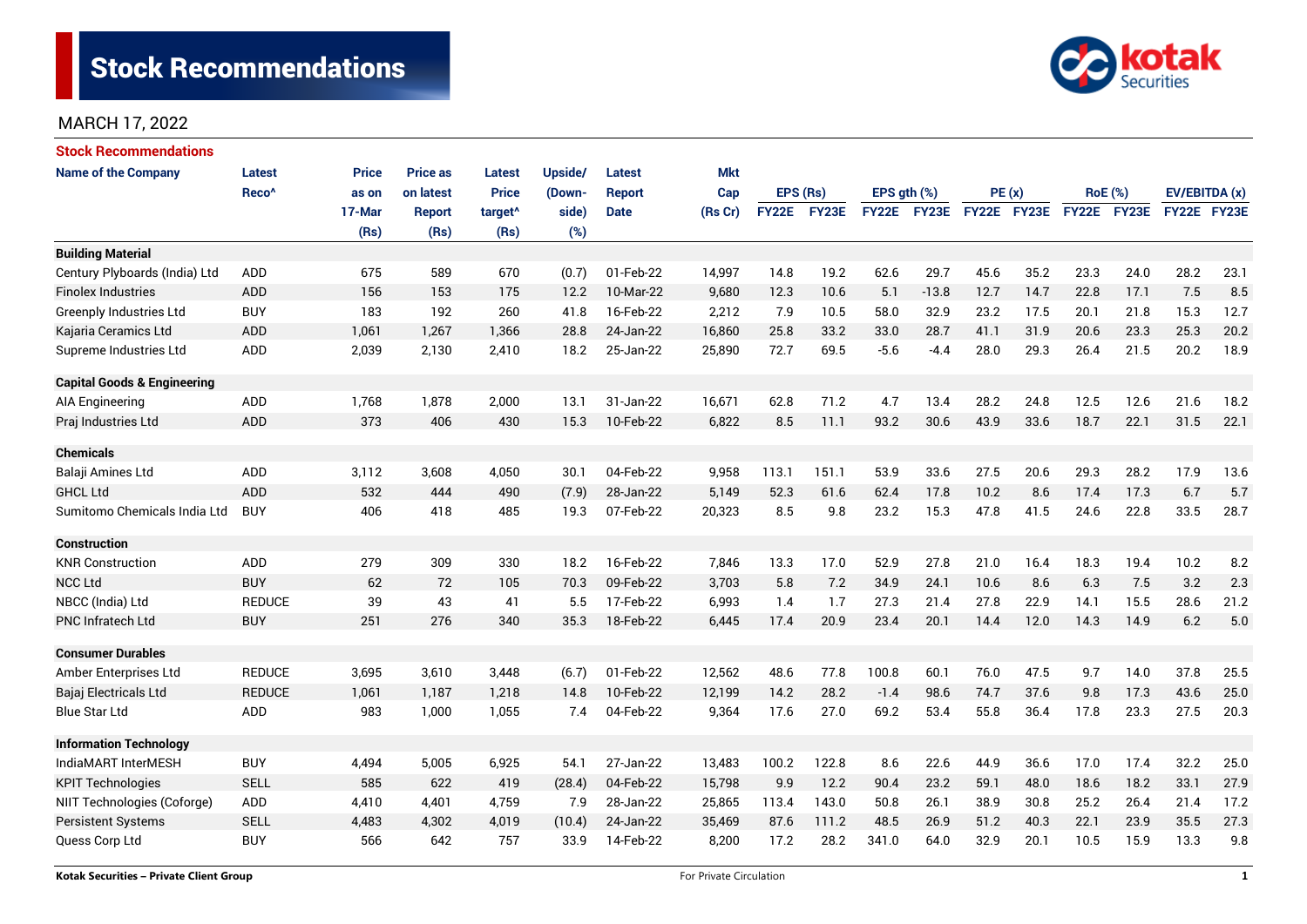# Stock Recommendations

MARCH 17, 2022

## Stock Recommendations

| Name of the Company | Latest Reco^ | Price as on 17-Mar (Rs) | Price as on latest Report (Rs) | Latest Price target^ (Rs) | Upside/ (Down-side) (%) | Latest Report Date | Mkt Cap (Rs Cr) | EPS (Rs) | | EPS gth (%) | | PE (x) | | RoE (%) | | EV/EBITDA (x) | |
|---|---|---|---|---|---|---|---|---|---|---|---|---|---|---|---|---|---|
| | | | | | | | | FY22E | FY23E | FY22E | FY23E | FY22E | FY23E | FY22E | FY23E | FY22E | FY23E |
| **Building Material** | | | | | | | | | | | | | | | | | |
| Century Plyboards (India) Ltd | ADD | 675 | 589 | 670 | (0.7) | 01-Feb-22 | 14,997 | 14.8 | 19.2 | 62.6 | 29.7 | 45.6 | 35.2 | 23.3 | 24.0 | 28.2 | 23.1 |
| Finolex Industries | ADD | 156 | 153 | 175 | 12.2 | 10-Mar-22 | 9,680 | 12.3 | 10.6 | 5.1 | -13.8 | 12.7 | 14.7 | 22.8 | 17.1 | 7.5 | 8.5 |
| Greenply Industries Ltd | BUY | 183 | 192 | 260 | 41.8 | 16-Feb-22 | 2,212 | 7.9 | 10.5 | 58.0 | 32.9 | 23.2 | 17.5 | 20.1 | 21.8 | 15.3 | 12.7 |
| Kajaria Ceramics Ltd | ADD | 1,061 | 1,267 | 1,366 | 28.8 | 24-Jan-22 | 16,860 | 25.8 | 33.2 | 33.0 | 28.7 | 41.1 | 31.9 | 20.6 | 23.3 | 25.3 | 20.2 |
| Supreme Industries Ltd | ADD | 2,039 | 2,130 | 2,410 | 18.2 | 25-Jan-22 | 25,890 | 72.7 | 69.5 | -5.6 | -4.4 | 28.0 | 29.3 | 26.4 | 21.5 | 20.2 | 18.9 |
| **Capital Goods & Engineering** | | | | | | | | | | | | | | | | | |
| AIA Engineering | ADD | 1,768 | 1,878 | 2,000 | 13.1 | 31-Jan-22 | 16,671 | 62.8 | 71.2 | 4.7 | 13.4 | 28.2 | 24.8 | 12.5 | 12.6 | 21.6 | 18.2 |
| Praj Industries Ltd | ADD | 373 | 406 | 430 | 15.3 | 10-Feb-22 | 6,822 | 8.5 | 11.1 | 93.2 | 30.6 | 43.9 | 33.6 | 18.7 | 22.1 | 31.5 | 22.1 |
| **Chemicals** | | | | | | | | | | | | | | | | | |
| Balaji Amines Ltd | ADD | 3,112 | 3,608 | 4,050 | 30.1 | 04-Feb-22 | 9,958 | 113.1 | 151.1 | 53.9 | 33.6 | 27.5 | 20.6 | 29.3 | 28.2 | 17.9 | 13.6 |
| GHCL Ltd | ADD | 532 | 444 | 490 | (7.9) | 28-Jan-22 | 5,149 | 52.3 | 61.6 | 62.4 | 17.8 | 10.2 | 8.6 | 17.4 | 17.3 | 6.7 | 5.7 |
| Sumitomo Chemicals India Ltd | BUY | 406 | 418 | 485 | 19.3 | 07-Feb-22 | 20,323 | 8.5 | 9.8 | 23.2 | 15.3 | 47.8 | 41.5 | 24.6 | 22.8 | 33.5 | 28.7 |
| **Construction** | | | | | | | | | | | | | | | | | |
| KNR Construction | ADD | 279 | 309 | 330 | 18.2 | 16-Feb-22 | 7,846 | 13.3 | 17.0 | 52.9 | 27.8 | 21.0 | 16.4 | 18.3 | 19.4 | 10.2 | 8.2 |
| NCC Ltd | BUY | 62 | 72 | 105 | 70.3 | 09-Feb-22 | 3,703 | 5.8 | 7.2 | 34.9 | 24.1 | 10.6 | 8.6 | 6.3 | 7.5 | 3.2 | 2.3 |
| NBCC (India) Ltd | REDUCE | 39 | 43 | 41 | 5.5 | 17-Feb-22 | 6,993 | 1.4 | 1.7 | 27.3 | 21.4 | 27.8 | 22.9 | 14.1 | 15.5 | 28.6 | 21.2 |
| PNC Infratech Ltd | BUY | 251 | 276 | 340 | 35.3 | 18-Feb-22 | 6,445 | 17.4 | 20.9 | 23.4 | 20.1 | 14.4 | 12.0 | 14.3 | 14.9 | 6.2 | 5.0 |
| **Consumer Durables** | | | | | | | | | | | | | | | | | |
| Amber Enterprises Ltd | REDUCE | 3,695 | 3,610 | 3,448 | (6.7) | 01-Feb-22 | 12,562 | 48.6 | 77.8 | 100.8 | 60.1 | 76.0 | 47.5 | 9.7 | 14.0 | 37.8 | 25.5 |
| Bajaj Electricals Ltd | REDUCE | 1,061 | 1,187 | 1,218 | 14.8 | 10-Feb-22 | 12,199 | 14.2 | 28.2 | -1.4 | 98.6 | 74.7 | 37.6 | 9.8 | 17.3 | 43.6 | 25.0 |
| Blue Star Ltd | ADD | 983 | 1,000 | 1,055 | 7.4 | 04-Feb-22 | 9,364 | 17.6 | 27.0 | 69.2 | 53.4 | 55.8 | 36.4 | 17.8 | 23.3 | 27.5 | 20.3 |
| **Information Technology** | | | | | | | | | | | | | | | | | |
| IndiaMART InterMESH | BUY | 4,494 | 5,005 | 6,925 | 54.1 | 27-Jan-22 | 13,483 | 100.2 | 122.8 | 8.6 | 22.6 | 44.9 | 36.6 | 17.0 | 17.4 | 32.2 | 25.0 |
| KPIT Technologies | SELL | 585 | 622 | 419 | (28.4) | 04-Feb-22 | 15,798 | 9.9 | 12.2 | 90.4 | 23.2 | 59.1 | 48.0 | 18.6 | 18.2 | 33.1 | 27.9 |
| NIIT Technologies (Coforge) | ADD | 4,410 | 4,401 | 4,759 | 7.9 | 28-Jan-22 | 25,865 | 113.4 | 143.0 | 50.8 | 26.1 | 38.9 | 30.8 | 25.2 | 26.4 | 21.4 | 17.2 |
| Persistent Systems | SELL | 4,483 | 4,302 | 4,019 | (10.4) | 24-Jan-22 | 35,469 | 87.6 | 111.2 | 48.5 | 26.9 | 51.2 | 40.3 | 22.1 | 23.9 | 35.5 | 27.3 |
| Quess Corp Ltd | BUY | 566 | 642 | 757 | 33.9 | 14-Feb-22 | 8,200 | 17.2 | 28.2 | 341.0 | 64.0 | 32.9 | 20.1 | 10.5 | 15.9 | 13.3 | 9.8 |

Kotak Securities – Private Client Group | For Private Circulation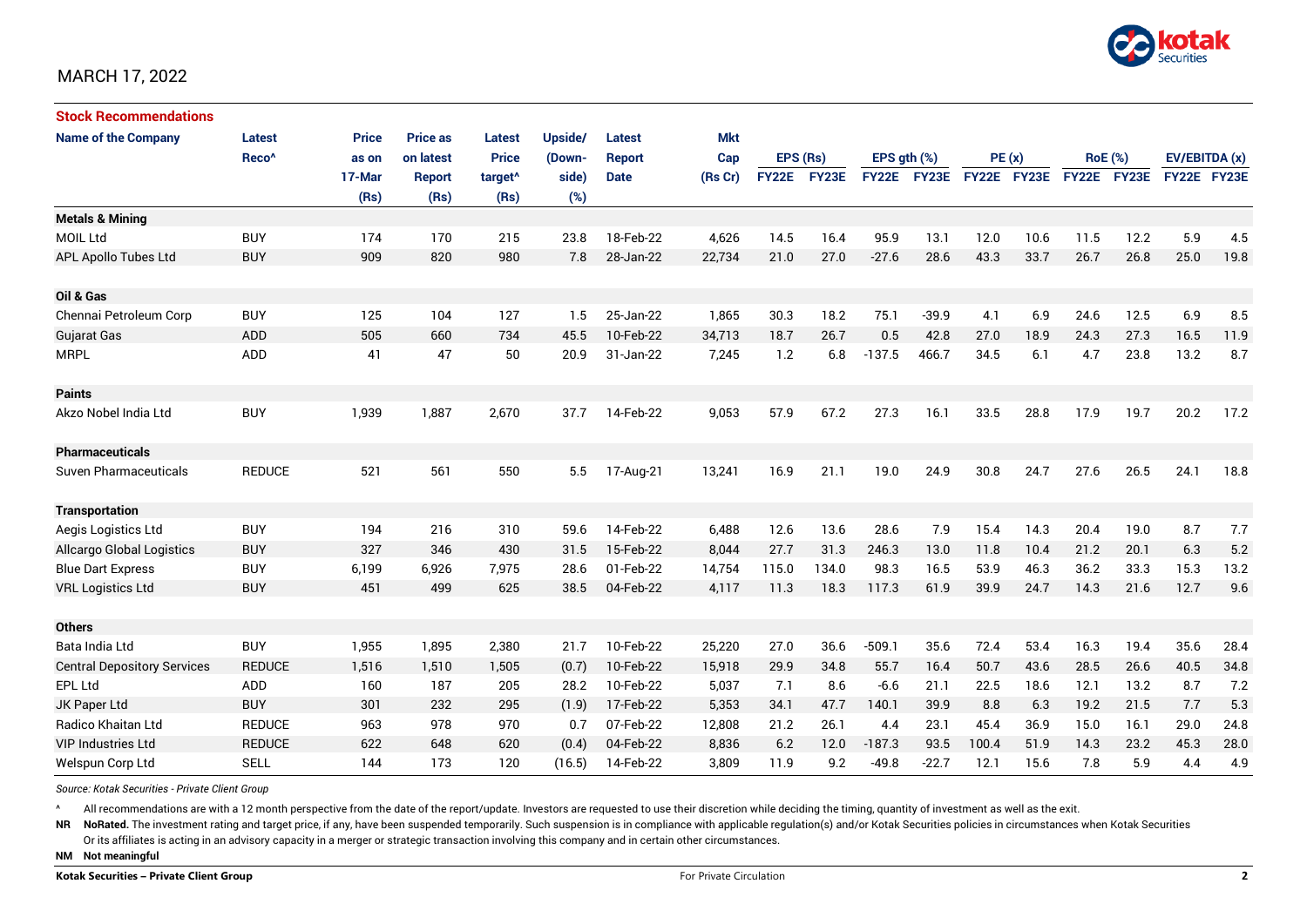MARCH 17, 2022

## Stock Recommendations

| Name of the Company | Latest Reco^ | Price as on 17-Mar (Rs) | Price as on latest Report (Rs) | Latest Price target^ (Rs) | Upside/ (Downside) (%) | Latest Report Date | Mkt Cap (Rs Cr) | EPS (Rs) FY22E | EPS (Rs) FY23E | EPS gth (%) FY22E | EPS gth (%) FY23E | PE (x) FY22E | PE (x) FY23E | RoE (%) FY22E | RoE (%) FY23E | EV/EBITDA (x) FY22E | EV/EBITDA (x) FY23E |
|---|---|---|---|---|---|---|---|---|---|---|---|---|---|---|---|---|---|
| **Metals & Mining** | | | | | | | | | | | | | | | | | |
| MOIL Ltd | BUY | 174 | 170 | 215 | 23.8 | 18-Feb-22 | 4,626 | 14.5 | 16.4 | 95.9 | 13.1 | 12.0 | 10.6 | 11.5 | 12.2 | 5.9 | 4.5 |
| APL Apollo Tubes Ltd | BUY | 909 | 820 | 980 | 7.8 | 28-Jan-22 | 22,734 | 21.0 | 27.0 | -27.6 | 28.6 | 43.3 | 33.7 | 26.7 | 26.8 | 25.0 | 19.8 |
| **Oil & Gas** | | | | | | | | | | | | | | | | | |
| Chennai Petroleum Corp | BUY | 125 | 104 | 127 | 1.5 | 25-Jan-22 | 1,865 | 30.3 | 18.2 | 75.1 | -39.9 | 4.1 | 6.9 | 24.6 | 12.5 | 6.9 | 8.5 |
| Gujarat Gas | ADD | 505 | 660 | 734 | 45.5 | 10-Feb-22 | 34,713 | 18.7 | 26.7 | 0.5 | 42.8 | 27.0 | 18.9 | 24.3 | 27.3 | 16.5 | 11.9 |
| MRPL | ADD | 41 | 47 | 50 | 20.9 | 31-Jan-22 | 7,245 | 1.2 | 6.8 | -137.5 | 466.7 | 34.5 | 6.1 | 4.7 | 23.8 | 13.2 | 8.7 |
| **Paints** | | | | | | | | | | | | | | | | | |
| Akzo Nobel India Ltd | BUY | 1,939 | 1,887 | 2,670 | 37.7 | 14-Feb-22 | 9,053 | 57.9 | 67.2 | 27.3 | 16.1 | 33.5 | 28.8 | 17.9 | 19.7 | 20.2 | 17.2 |
| **Pharmaceuticals** | | | | | | | | | | | | | | | | | |
| Suven Pharmaceuticals | REDUCE | 521 | 561 | 550 | 5.5 | 17-Aug-21 | 13,241 | 16.9 | 21.1 | 19.0 | 24.9 | 30.8 | 24.7 | 27.6 | 26.5 | 24.1 | 18.8 |
| **Transportation** | | | | | | | | | | | | | | | | | |
| Aegis Logistics Ltd | BUY | 194 | 216 | 310 | 59.6 | 14-Feb-22 | 6,488 | 12.6 | 13.6 | 28.6 | 7.9 | 15.4 | 14.3 | 20.4 | 19.0 | 8.7 | 7.7 |
| Allcargo Global Logistics | BUY | 327 | 346 | 430 | 31.5 | 15-Feb-22 | 8,044 | 27.7 | 31.3 | 246.3 | 13.0 | 11.8 | 10.4 | 21.2 | 20.1 | 6.3 | 5.2 |
| Blue Dart Express | BUY | 6,199 | 6,926 | 7,975 | 28.6 | 01-Feb-22 | 14,754 | 115.0 | 134.0 | 98.3 | 16.5 | 53.9 | 46.3 | 36.2 | 33.3 | 15.3 | 13.2 |
| VRL Logistics Ltd | BUY | 451 | 499 | 625 | 38.5 | 04-Feb-22 | 4,117 | 11.3 | 18.3 | 117.3 | 61.9 | 39.9 | 24.7 | 14.3 | 21.6 | 12.7 | 9.6 |
| **Others** | | | | | | | | | | | | | | | | | |
| Bata India Ltd | BUY | 1,955 | 1,895 | 2,380 | 21.7 | 10-Feb-22 | 25,220 | 27.0 | 36.6 | -509.1 | 35.6 | 72.4 | 53.4 | 16.3 | 19.4 | 35.6 | 28.4 |
| Central Depository Services | REDUCE | 1,516 | 1,510 | 1,505 | (0.7) | 10-Feb-22 | 15,918 | 29.9 | 34.8 | 55.7 | 16.4 | 50.7 | 43.6 | 28.5 | 26.6 | 40.5 | 34.8 |
| EPL Ltd | ADD | 160 | 187 | 205 | 28.2 | 10-Feb-22 | 5,037 | 7.1 | 8.6 | -6.6 | 21.1 | 22.5 | 18.6 | 12.1 | 13.2 | 8.7 | 7.2 |
| JK Paper Ltd | BUY | 301 | 232 | 295 | (1.9) | 17-Feb-22 | 5,353 | 34.1 | 47.7 | 140.1 | 39.9 | 8.8 | 6.3 | 19.2 | 21.5 | 7.7 | 5.3 |
| Radico Khaitan Ltd | REDUCE | 963 | 978 | 970 | 0.7 | 07-Feb-22 | 12,808 | 21.2 | 26.1 | 4.4 | 23.1 | 45.4 | 36.9 | 15.0 | 16.1 | 29.0 | 24.8 |
| VIP Industries Ltd | REDUCE | 622 | 648 | 620 | (0.4) | 04-Feb-22 | 8,836 | 6.2 | 12.0 | -187.3 | 93.5 | 100.4 | 51.9 | 14.3 | 23.2 | 45.3 | 28.0 |
| Welspun Corp Ltd | SELL | 144 | 173 | 120 | (16.5) | 14-Feb-22 | 3,809 | 11.9 | 9.2 | -49.8 | -22.7 | 12.1 | 15.6 | 7.8 | 5.9 | 4.4 | 4.9 |

*Source: Kotak Securities - Private Client Group*

^ All recommendations are with a 12 month perspective from the date of the report/update. Investors are requested to use their discretion while deciding the timing, quantity of investment as well as the exit.

**NR** **NoRated.** The investment rating and target price, if any, have been suspended temporarily. Such suspension is in compliance with applicable regulation(s) and/or Kotak Securities policies in circumstances when Kotak Securities Or its affiliates is acting in an advisory capacity in a merger or strategic transaction involving this company and in certain other circumstances.

**NM** **Not meaningful**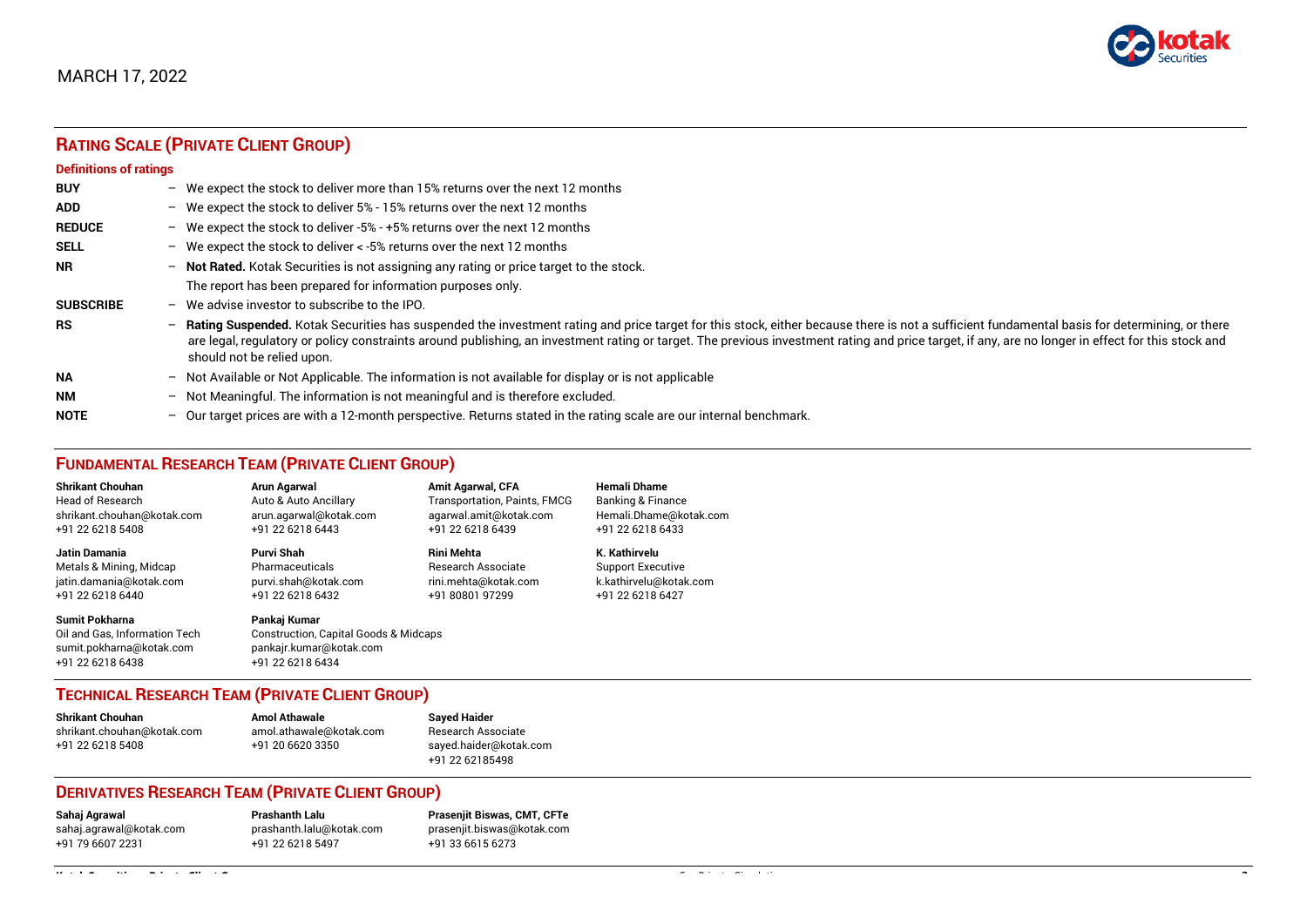MARCH 17, 2022

## RATING SCALE (PRIVATE CLIENT GROUP)

### Definitions of ratings

| | | |
|---|---|---|
| **BUY** | – | We expect the stock to deliver more than 15% returns over the next 12 months |
| **ADD** | – | We expect the stock to deliver 5% - 15% returns over the next 12 months |
| **REDUCE** | – | We expect the stock to deliver -5% - +5% returns over the next 12 months |
| **SELL** | – | We expect the stock to deliver < -5% returns over the next 12 months |
| **NR** | – | **Not Rated.** Kotak Securities is not assigning any rating or price target to the stock. The report has been prepared for information purposes only. |
| **SUBSCRIBE** | – | We advise investor to subscribe to the IPO. |
| **RS** | – | **Rating Suspended.** Kotak Securities has suspended the investment rating and price target for this stock, either because there is not a sufficient fundamental basis for determining, or there are legal, regulatory or policy constraints around publishing, an investment rating or target. The previous investment rating and price target, if any, are no longer in effect for this stock and should not be relied upon. |
| **NA** | – | Not Available or Not Applicable. The information is not available for display or is not applicable |
| **NM** | – | Not Meaningful. The information is not meaningful and is therefore excluded. |
| **NOTE** | – | Our target prices are with a 12-month perspective. Returns stated in the rating scale are our internal benchmark. |

## FUNDAMENTAL RESEARCH TEAM (PRIVATE CLIENT GROUP)

**Shrikant Chouhan**
Head of Research
shrikant.chouhan@kotak.com
+91 22 6218 5408

**Arun Agarwal**
Auto & Auto Ancillary
arun.agarwal@kotak.com
+91 22 6218 6443

**Amit Agarwal, CFA**
Transportation, Paints, FMCG
agarwal.amit@kotak.com
+91 22 6218 6439

**Hemali Dhame**
Banking & Finance
Hemali.Dhame@kotak.com
+91 22 6218 6433

**Jatin Damania**
Metals & Mining, Midcap
jatin.damania@kotak.com
+91 22 6218 6440

**Purvi Shah**
Pharmaceuticals
purvi.shah@kotak.com
+91 22 6218 6432

**Rini Mehta**
Research Associate
rini.mehta@kotak.com
+91 80801 97299

**K. Kathirvelu**
Support Executive
k.kathirvelu@kotak.com
+91 22 6218 6427

**Sumit Pokharna**
Oil and Gas, Information Tech
sumit.pokharna@kotak.com
+91 22 6218 6438

**Pankaj Kumar**
Construction, Capital Goods & Midcaps
pankajr.kumar@kotak.com
+91 22 6218 6434

## TECHNICAL RESEARCH TEAM (PRIVATE CLIENT GROUP)

**Shrikant Chouhan**
shrikant.chouhan@kotak.com
+91 22 6218 5408

**Amol Athawale**
amol.athawale@kotak.com
+91 20 6620 3350

**Sayed Haider**
Research Associate
sayed.haider@kotak.com
+91 22 62185498

## DERIVATIVES RESEARCH TEAM (PRIVATE CLIENT GROUP)

**Sahaj Agrawal**
sahaj.agrawal@kotak.com
+91 79 6607 2231

**Prashanth Lalu**
prashanth.lalu@kotak.com
+91 22 6218 5497

**Prasenjit Biswas, CMT, CFTe**
prasenjit.biswas@kotak.com
+91 33 6615 6273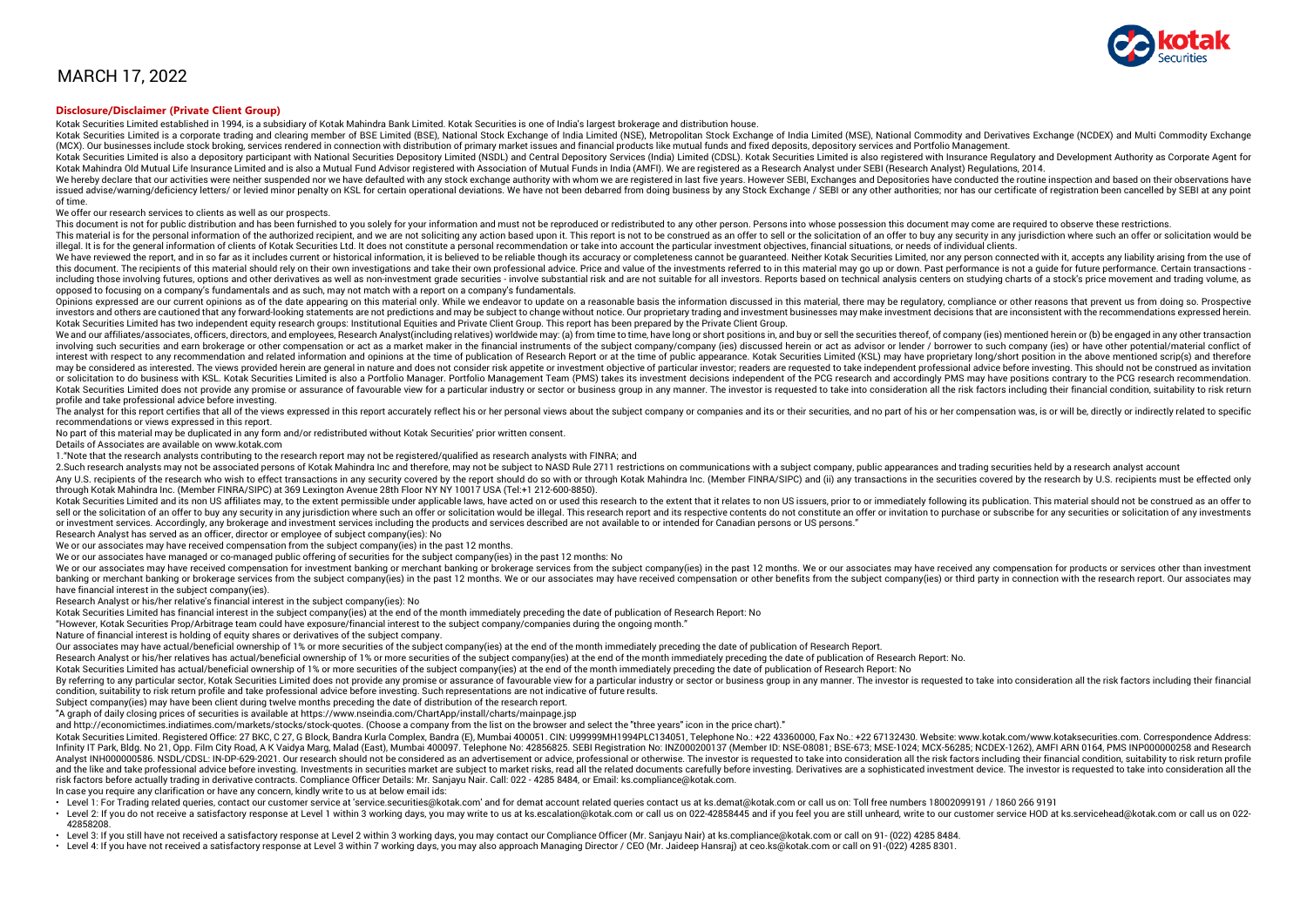MARCH 17, 2022

#### Disclosure/Disclaimer (Private Client Group)

Kotak Securities Limited established in 1994, is a subsidiary of Kotak Mahindra Bank Limited. Kotak Securities is one of India's largest brokerage and distribution house.

Kotak Securities Limited is a corporate trading and clearing member of BSE Limited (BSE), National Stock Exchange of India Limited (NSE), Metropolitan Stock Exchange of India Limited (MSE), National Commodity and Derivatives Exchange (NCDEX) and Multi Commodity Exchange (MCX). Our businesses include stock broking, services rendered in connection with distribution of primary market issues and financial products like mutual funds and fixed deposits, depository services and Portfolio Management.

Kotak Securities Limited is also a depository participant with National Securities Depository Limited (NSDL) and Central Depository Services (India) Limited (CDSL). Kotak Securities Limited is also registered with Insurance Regulatory and Development Authority as Corporate Agent for Kotak Mahindra Old Mutual Life Insurance Limited and is also a Mutual Fund Advisor registered with Association of Mutual Funds in India (AMFI). We are registered as a Research Analyst under SEBI (Research Analyst) Regulations, 2014.

We hereby declare that our activities were neither suspended nor we have defaulted with any stock exchange authority with whom we are registered in last five years. However SEBI, Exchanges and Depositories have conducted the routine inspection and based on their observations have issued advise/warning/deficiency letters/ or levied minor penalty on KSL for certain operational deviations. We have not been debarred from doing business by any Stock Exchange / SEBI or any other authorities; nor has our certificate of registration been cancelled by SEBI at any point of time.

We offer our research services to clients as well as our prospects.

This document is not for public distribution and has been furnished to you solely for your information and must not be reproduced or redistributed to any other person. Persons into whose possession this document may come are required to observe these restrictions.

This material is for the personal information of the authorized recipient, and we are not soliciting any action based upon it. This report is not to be construed as an offer to sell or the solicitation of an offer to buy any security in any jurisdiction where such an offer or solicitation would be illegal. It is for the general information of clients of Kotak Securities Ltd. It does not constitute a personal recommendation or take into account the particular investment objectives, financial situations, or needs of individual clients.

We have reviewed the report, and in so far as it includes current or historical information, it is believed to be reliable though its accuracy or completeness cannot be guaranteed. Neither Kotak Securities Limited, nor any person connected with it, accepts any liability arising from the use of this document. The recipients of this material should rely on their own investigations and take their own professional advice. Price and value of the investments referred to in this material may go up or down. Past performance is not a guide for future performance. Certain transactions - including those involving futures, options and other derivatives as well as non-investment grade securities - involve substantial risk and are not suitable for all investors. Reports based on technical analysis centers on studying charts of a stock's price movement and trading volume, as opposed to focusing on a company's fundamentals and as such, may not match with a report on a company's fundamentals.

Opinions expressed are our current opinions as of the date appearing on this material only. While we endeavor to update on a reasonable basis the information discussed in this material, there may be regulatory, compliance or other reasons that prevent us from doing so. Prospective investors and others are cautioned that any forward-looking statements are not predictions and may be subject to change without notice. Our proprietary trading and investment businesses may make investment decisions that are inconsistent with the recommendations expressed herein. Kotak Securities Limited has two independent equity research groups: Institutional Equities and Private Client Group. This report has been prepared by the Private Client Group.

We and our affiliates/associates, officers, directors, and employees, Research Analyst(including relatives) worldwide may: (a) from time to time, have long or short positions in, and buy or sell the securities thereof, of company (ies) mentioned herein or (b) be engaged in any other transaction involving such securities and earn brokerage or other compensation or act as a market maker in the financial instruments of the subject company/company (ies) discussed herein or act as advisor or lender / borrower to such company (ies) or have other potential/material conflict of interest with respect to any recommendation and related information and opinions at the time of publication of Research Report or at the time of public appearance. Kotak Securities Limited (KSL) may have proprietary long/short position in the above mentioned scrip(s) and therefore may be considered as interested. The views provided herein are general in nature and does not consider risk appetite or investment objective of particular investor; readers are requested to take independent professional advice before investing. This should not be construed as invitation or solicitation to do business with KSL. Kotak Securities Limited is also a Portfolio Manager. Portfolio Management Team (PMS) takes its investment decisions independent of the PCG research and accordingly PMS may have positions contrary to the PCG research recommendation. Kotak Securities Limited does not provide any promise or assurance of favourable view for a particular industry or sector or business group in any manner. The investor is requested to take into consideration all the risk factors including their financial condition, suitability to risk return profile and take professional advice before investing.

The analyst for this report certifies that all of the views expressed in this report accurately reflect his or her personal views about the subject company or companies and its or their securities, and no part of his or her compensation was, is or will be, directly or indirectly related to specific recommendations or views expressed in this report.

No part of this material may be duplicated in any form and/or redistributed without Kotak Securities' prior written consent.

Details of Associates are available on www.kotak.com

1."Note that the research analysts contributing to the research report may not be registered/qualified as research analysts with FINRA; and

2.Such research analysts may not be associated persons of Kotak Mahindra Inc and therefore, may not be subject to NASD Rule 2711 restrictions on communications with a subject company, public appearances and trading securities held by a research analyst account

Any U.S. recipients of the research who wish to effect transactions in any security covered by the report should do so with or through Kotak Mahindra Inc. (Member FINRA/SIPC) and (ii) any transactions in the securities covered by the research by U.S. recipients must be effected only through Kotak Mahindra Inc. (Member FINRA/SIPC) at 369 Lexington Avenue 28th Floor NY NY 10017 USA (Tel:+1 212-600-8850).

Kotak Securities Limited and its non US affiliates may, to the extent permissible under applicable laws, have acted on or used this research to the extent that it relates to non US issuers, prior to or immediately following its publication. This material should not be construed as an offer to sell or the solicitation of an offer to buy any security in any jurisdiction where such an offer or solicitation would be illegal. This research report and its respective contents do not constitute an offer or invitation to purchase or subscribe for any securities or solicitation of any investments or investment services. Accordingly, any brokerage and investment services including the products and services described are not available to or intended for Canadian persons or US persons."

Research Analyst has served as an officer, director or employee of subject company(ies): No

We or our associates may have received compensation from the subject company(ies) in the past 12 months.

We or our associates have managed or co-managed public offering of securities for the subject company(ies) in the past 12 months: No

We or our associates may have received compensation for investment banking or merchant banking or brokerage services from the subject company(ies) in the past 12 months. We or our associates may have received any compensation for products or services other than investment banking or merchant banking or brokerage services from the subject company(ies) in the past 12 months. We or our associates may have received compensation or other benefits from the subject company(ies) or third party in connection with the research report. Our associates may have financial interest in the subject company(ies).

Research Analyst or his/her relative's financial interest in the subject company(ies): No

Kotak Securities Limited has financial interest in the subject company(ies) at the end of the month immediately preceding the date of publication of Research Report: No

"However, Kotak Securities Prop/Arbitrage team could have exposure/financial interest to the subject company/companies during the ongoing month."

Nature of financial interest is holding of equity shares or derivatives of the subject company.

Our associates may have actual/beneficial ownership of 1% or more securities of the subject company(ies) at the end of the month immediately preceding the date of publication of Research Report.

Research Analyst or his/her relatives has actual/beneficial ownership of 1% or more securities of the subject company(ies) at the end of the month immediately preceding the date of publication of Research Report: No.

Kotak Securities Limited has actual/beneficial ownership of 1% or more securities of the subject company(ies) at the end of the month immediately preceding the date of publication of Research Report: No

By referring to any particular sector, Kotak Securities Limited does not provide any promise or assurance of favourable view for a particular industry or sector or business group in any manner. The investor is requested to take into consideration all the risk factors including their financial condition, suitability to risk return profile and take professional advice before investing. Such representations are not indicative of future results.

Subject company(ies) may have been client during twelve months preceding the date of distribution of the research report.

"A graph of daily closing prices of securities is available at https://www.nseindia.com/ChartApp/install/charts/mainpage.jsp

and http://economictimes.indiatimes.com/markets/stocks/stock-quotes. (Choose a company from the list on the browser and select the "three years" icon in the price chart)."

Kotak Securities Limited. Registered Office: 27 BKC, C 27, G Block, Bandra Kurla Complex, Bandra (E), Mumbai 400051. CIN: U99999MH1994PLC134051, Telephone No.: +22 43360000, Fax No.: +22 67132430. Website: www.kotak.com/www.kotaksecurities.com. Correspondence Address: Infinity IT Park, Bldg. No 21, Opp. Film City Road, A K Vaidya Marg, Malad (East), Mumbai 400097. Telephone No: 42856825. SEBI Registration No: INZ000200137 (Member ID: NSE-08081; BSE-673; MSE-1024; MCX-56285; NCDEX-1262), AMFI ARN 0164, PMS INP000000258 and Research Analyst INH000000586. NSDL/CDSL: IN-DP-629-2021. Our research should not be considered as an advertisement or advice, professional or otherwise. The investor is requested to take into consideration all the risk factors including their financial condition, suitability to risk return profile and the like and take professional advice before investing. Investments in securities market are subject to market risks, read all the related documents carefully before investing. Derivatives are a sophisticated investment device. The investor is requested to take into consideration all the risk factors before actually trading in derivative contracts. Compliance Officer Details: Mr. Sanjayu Nair. Call: 022 - 4285 8484, or Email: ks.compliance@kotak.com.

In case you require any clarification or have any concern, kindly write to us at below email ids:

- Level 1: For Trading related queries, contact our customer service at 'service.securities@kotak.com' and for demat account related queries contact us at ks.demat@kotak.com or call us on: Toll free numbers 18002099191 / 1860 266 9191
- Level 2: If you do not receive a satisfactory response at Level 1 within 3 working days, you may write to us at ks.escalation@kotak.com or call us on 022-42858445 and if you feel you are still unheard, write to our customer service HOD at ks.servicehead@kotak.com or call us on 022-42858208.
- Level 3: If you still have not received a satisfactory response at Level 2 within 3 working days, you may contact our Compliance Officer (Mr. Sanjayu Nair) at ks.compliance@kotak.com or call on 91- (022) 4285 8484.
- Level 4: If you have not received a satisfactory response at Level 3 within 7 working days, you may also approach Managing Director / CEO (Mr. Jaideep Hansraj) at ceo.ks@kotak.com or call on 91-(022) 4285 8301.